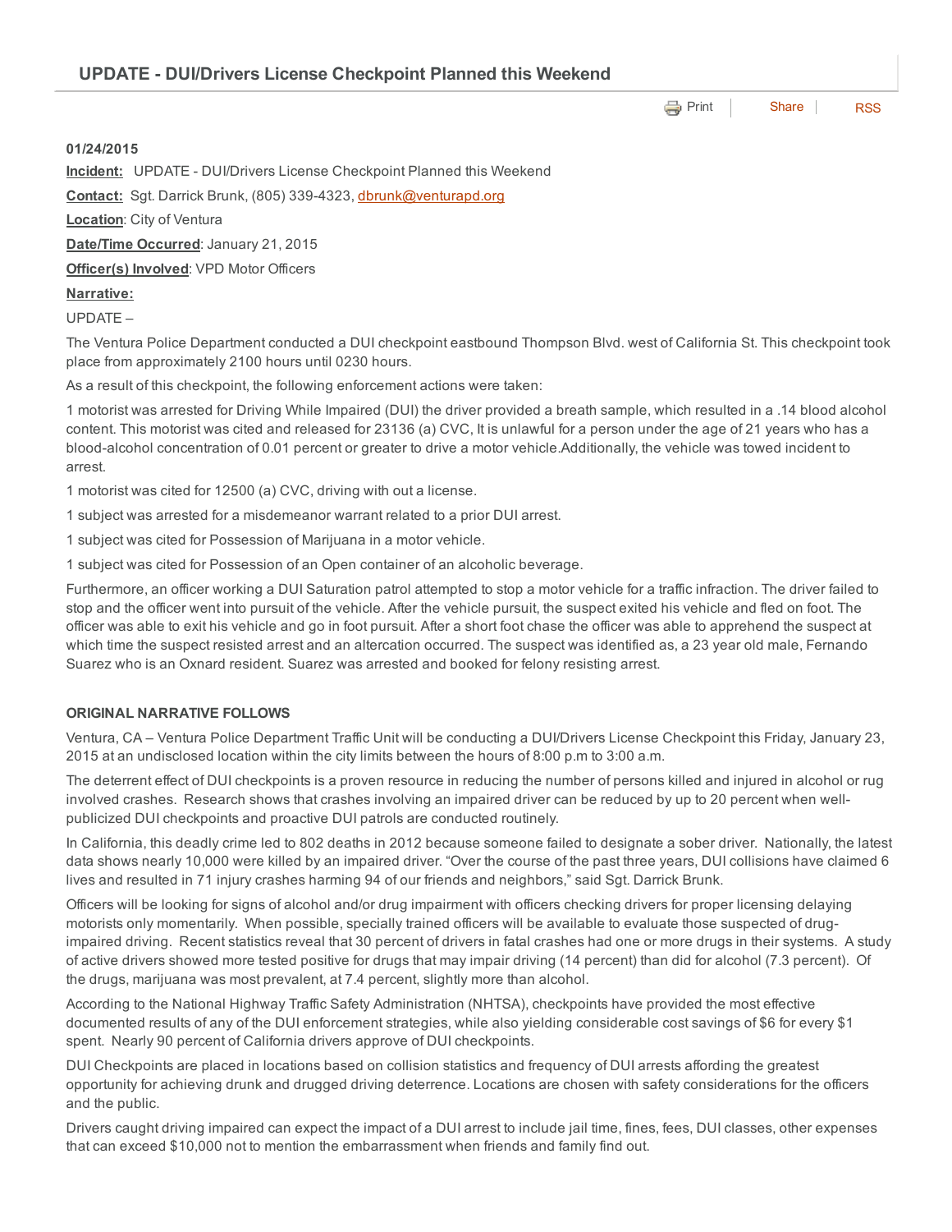# UPDATE - DUI/Drivers License Checkpoint Planned this Weekend

Print | Share | RSS

**01/24/2015**

**Incident:** UPDATE - DUI/Drivers License Checkpoint Planned this Weekend

**Contact:** Sgt. Darrick Brunk, (805) 339-4323, dbrunk@venturapd.org

**Location**: City of Ventura

**Date/Time Occurred**: January 21, 2015

**Officer(s) Involved**: VPD Motor Officers

**Narrative:**

UPDATE –

The Ventura Police Department conducted a DUI checkpoint eastbound Thompson Blvd. west of California St. This checkpoint took place from approximately 2100 hours until 0230 hours.

As a result of this checkpoint, the following enforcement actions were taken:

1 motorist was arrested for Driving While Impaired (DUI) the driver provided a breath sample, which resulted in a .14 blood alcohol content. This motorist was cited and released for 23136 (a) CVC, It is unlawful for a person under the age of 21 years who has a blood-alcohol concentration of 0.01 percent or greater to drive a motor vehicle.Additionally, the vehicle was towed incident to arrest.

1 motorist was cited for 12500 (a) CVC, driving with out a license.

1 subject was arrested for a misdemeanor warrant related to a prior DUI arrest.

1 subject was cited for Possession of Marijuana in a motor vehicle.

1 subject was cited for Possession of an Open container of an alcoholic beverage.

Furthermore, an officer working a DUI Saturation patrol attempted to stop a motor vehicle for a traffic infraction. The driver failed to stop and the officer went into pursuit of the vehicle. After the vehicle pursuit, the suspect exited his vehicle and fled on foot. The officer was able to exit his vehicle and go in foot pursuit. After a short foot chase the officer was able to apprehend the suspect at which time the suspect resisted arrest and an altercation occurred. The suspect was identified as, a 23 year old male, Fernando Suarez who is an Oxnard resident. Suarez was arrested and booked for felony resisting arrest.

**ORIGINAL NARRATIVE FOLLOWS**

Ventura, CA – Ventura Police Department Traffic Unit will be conducting a DUI/Drivers License Checkpoint this Friday, January 23, 2015 at an undisclosed location within the city limits between the hours of 8:00 p.m to 3:00 a.m.

The deterrent effect of DUI checkpoints is a proven resource in reducing the number of persons killed and injured in alcohol or rug involved crashes. Research shows that crashes involving an impaired driver can be reduced by up to 20 percent when well-publicized DUI checkpoints and proactive DUI patrols are conducted routinely.

In California, this deadly crime led to 802 deaths in 2012 because someone failed to designate a sober driver. Nationally, the latest data shows nearly 10,000 were killed by an impaired driver. “Over the course of the past three years, DUI collisions have claimed 6 lives and resulted in 71 injury crashes harming 94 of our friends and neighbors,” said Sgt. Darrick Brunk.

Officers will be looking for signs of alcohol and/or drug impairment with officers checking drivers for proper licensing delaying motorists only momentarily. When possible, specially trained officers will be available to evaluate those suspected of drug-impaired driving. Recent statistics reveal that 30 percent of drivers in fatal crashes had one or more drugs in their systems. A study of active drivers showed more tested positive for drugs that may impair driving (14 percent) than did for alcohol (7.3 percent). Of the drugs, marijuana was most prevalent, at 7.4 percent, slightly more than alcohol.

According to the National Highway Traffic Safety Administration (NHTSA), checkpoints have provided the most effective documented results of any of the DUI enforcement strategies, while also yielding considerable cost savings of $6 for every $1 spent. Nearly 90 percent of California drivers approve of DUI checkpoints.

DUI Checkpoints are placed in locations based on collision statistics and frequency of DUI arrests affording the greatest opportunity for achieving drunk and drugged driving deterrence. Locations are chosen with safety considerations for the officers and the public.

Drivers caught driving impaired can expect the impact of a DUI arrest to include jail time, fines, fees, DUI classes, other expenses that can exceed $10,000 not to mention the embarrassment when friends and family find out.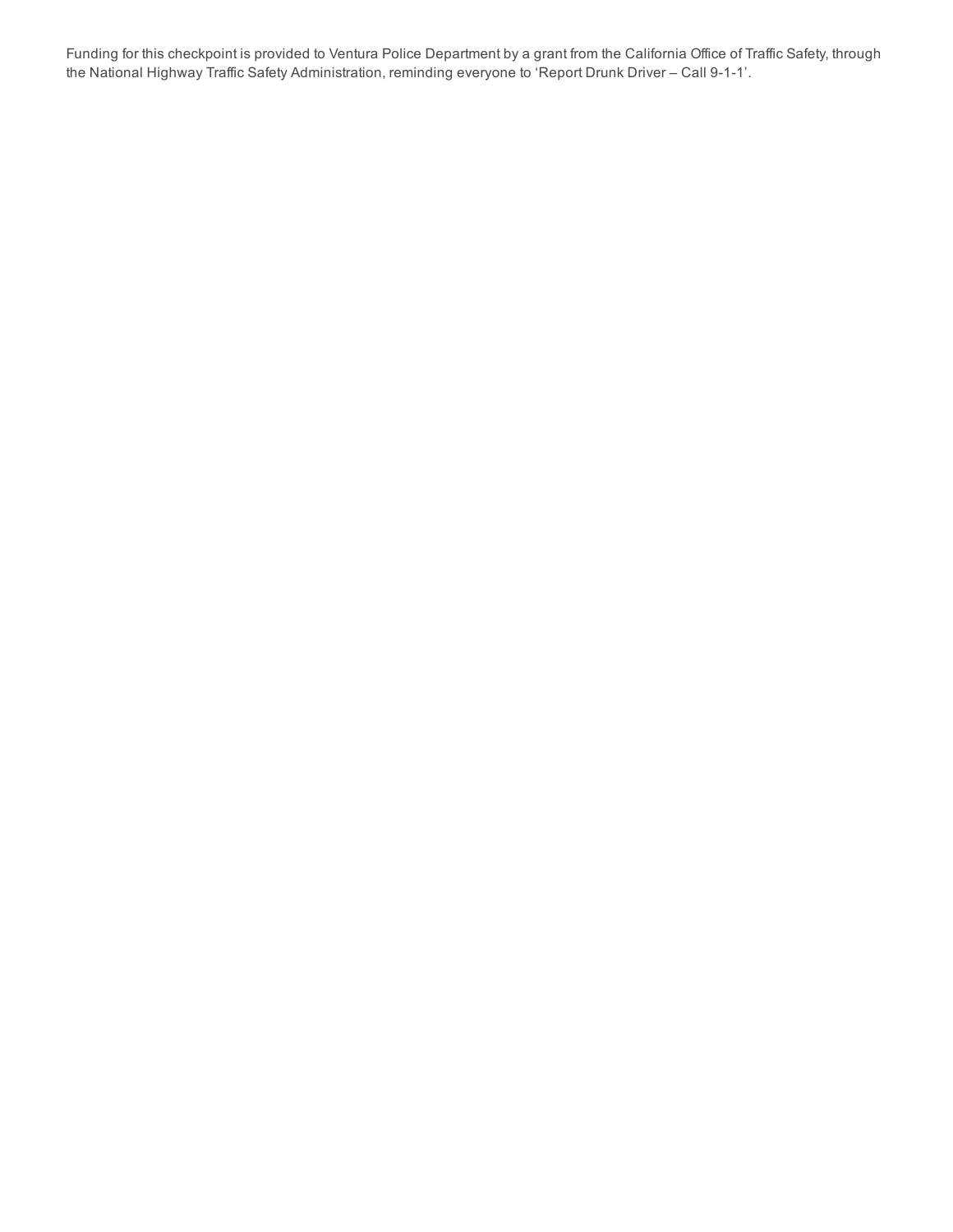Funding for this checkpoint is provided to Ventura Police Department by a grant from the California Office of Traffic Safety, through the National Highway Traffic Safety Administration, reminding everyone to ‘Report Drunk Driver – Call 9-1-1’.